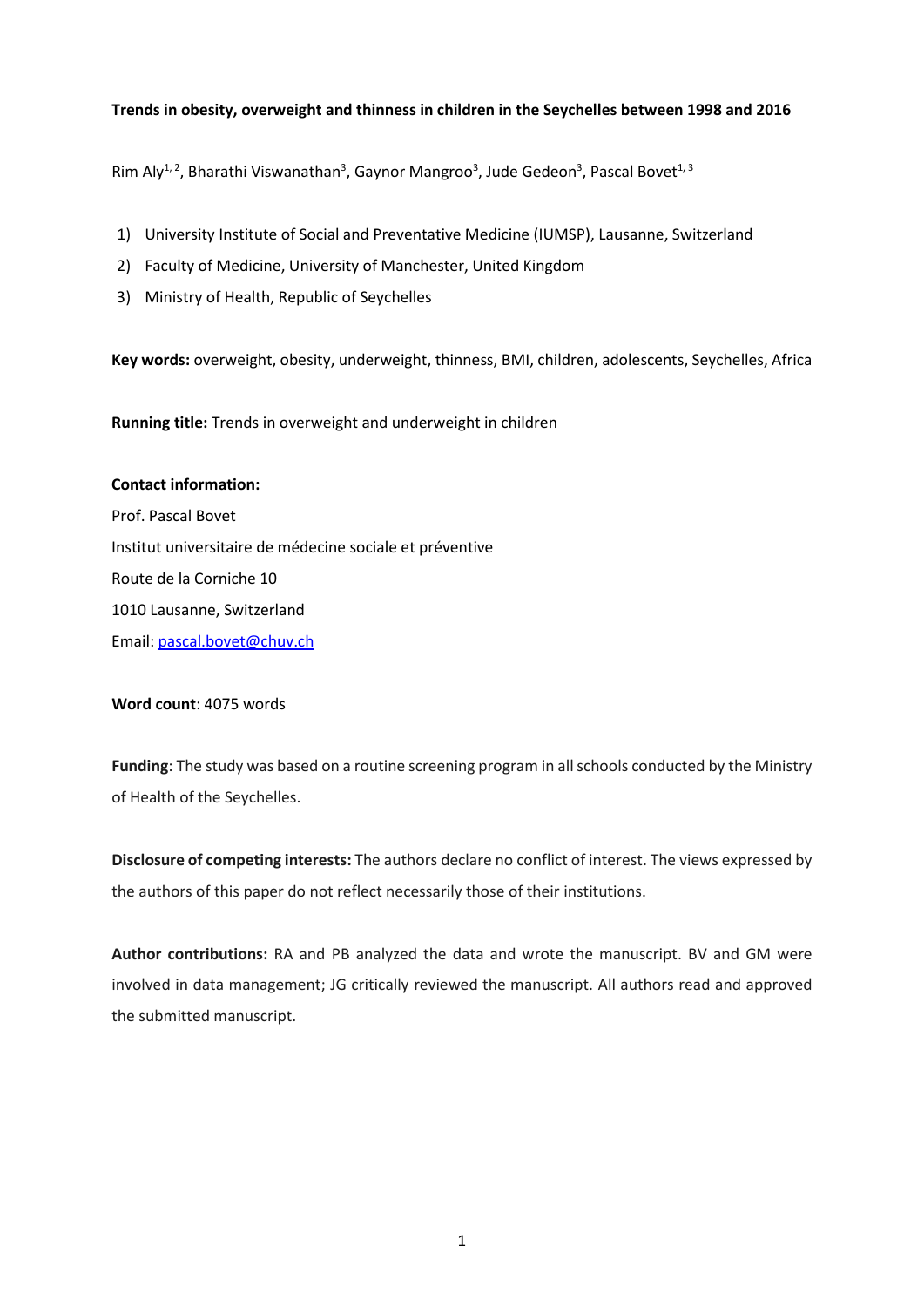**Trends in obesity, overweight and thinness in children in the Seychelles between 1998 and 2016**

Rim Aly[1, 2], Bharathi Viswanathan[3], Gaynor Mangroo[3], Jude Gedeon[3], Pascal Bovet[1, 3]

1) University Institute of Social and Preventative Medicine (IUMSP), Lausanne, Switzerland
2) Faculty of Medicine, University of Manchester, United Kingdom
3) Ministry of Health, Republic of Seychelles

**Key words:** overweight, obesity, underweight, thinness, BMI, children, adolescents, Seychelles, Africa

**Running title:** Trends in overweight and underweight in children

**Contact information:**

Prof. Pascal Bovet
Institut universitaire de médecine sociale et préventive
Route de la Corniche 10
1010 Lausanne, Switzerland
Email: pascal.bovet@chuv.ch

**Word count**: 4075 words

**Funding**: The study was based on a routine screening program in all schools conducted by the Ministry of Health of the Seychelles.

**Disclosure of competing interests:** The authors declare no conflict of interest. The views expressed by the authors of this paper do not reflect necessarily those of their institutions.

**Author contributions:** RA and PB analyzed the data and wrote the manuscript. BV and GM were involved in data management; JG critically reviewed the manuscript. All authors read and approved the submitted manuscript.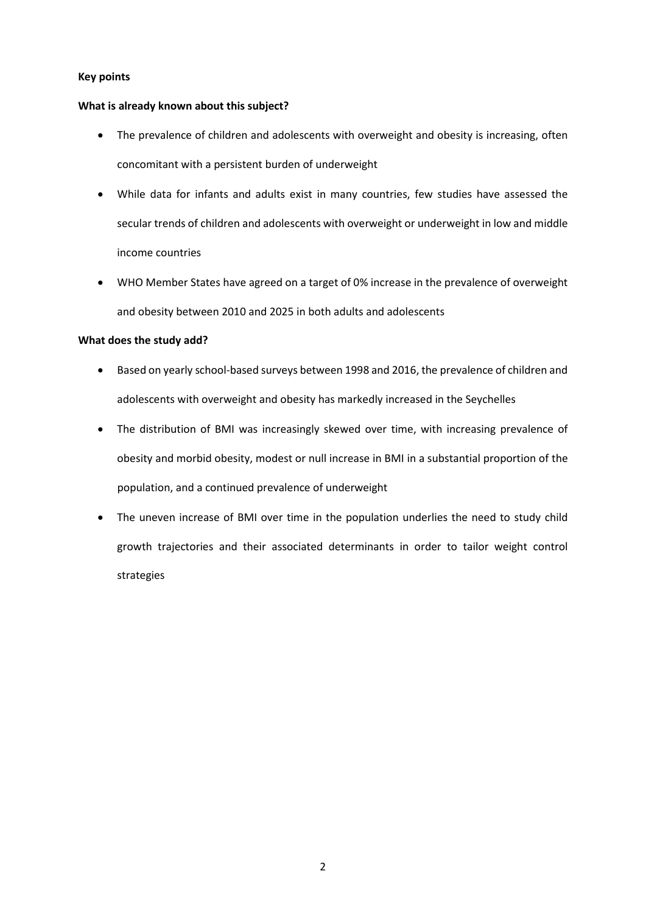**Key points**

**What is already known about this subject?**

- The prevalence of children and adolescents with overweight and obesity is increasing, often concomitant with a persistent burden of underweight
- While data for infants and adults exist in many countries, few studies have assessed the secular trends of children and adolescents with overweight or underweight in low and middle income countries
- WHO Member States have agreed on a target of 0% increase in the prevalence of overweight and obesity between 2010 and 2025 in both adults and adolescents

**What does the study add?**

- Based on yearly school-based surveys between 1998 and 2016, the prevalence of children and adolescents with overweight and obesity has markedly increased in the Seychelles
- The distribution of BMI was increasingly skewed over time, with increasing prevalence of obesity and morbid obesity, modest or null increase in BMI in a substantial proportion of the population, and a continued prevalence of underweight
- The uneven increase of BMI over time in the population underlies the need to study child growth trajectories and their associated determinants in order to tailor weight control strategies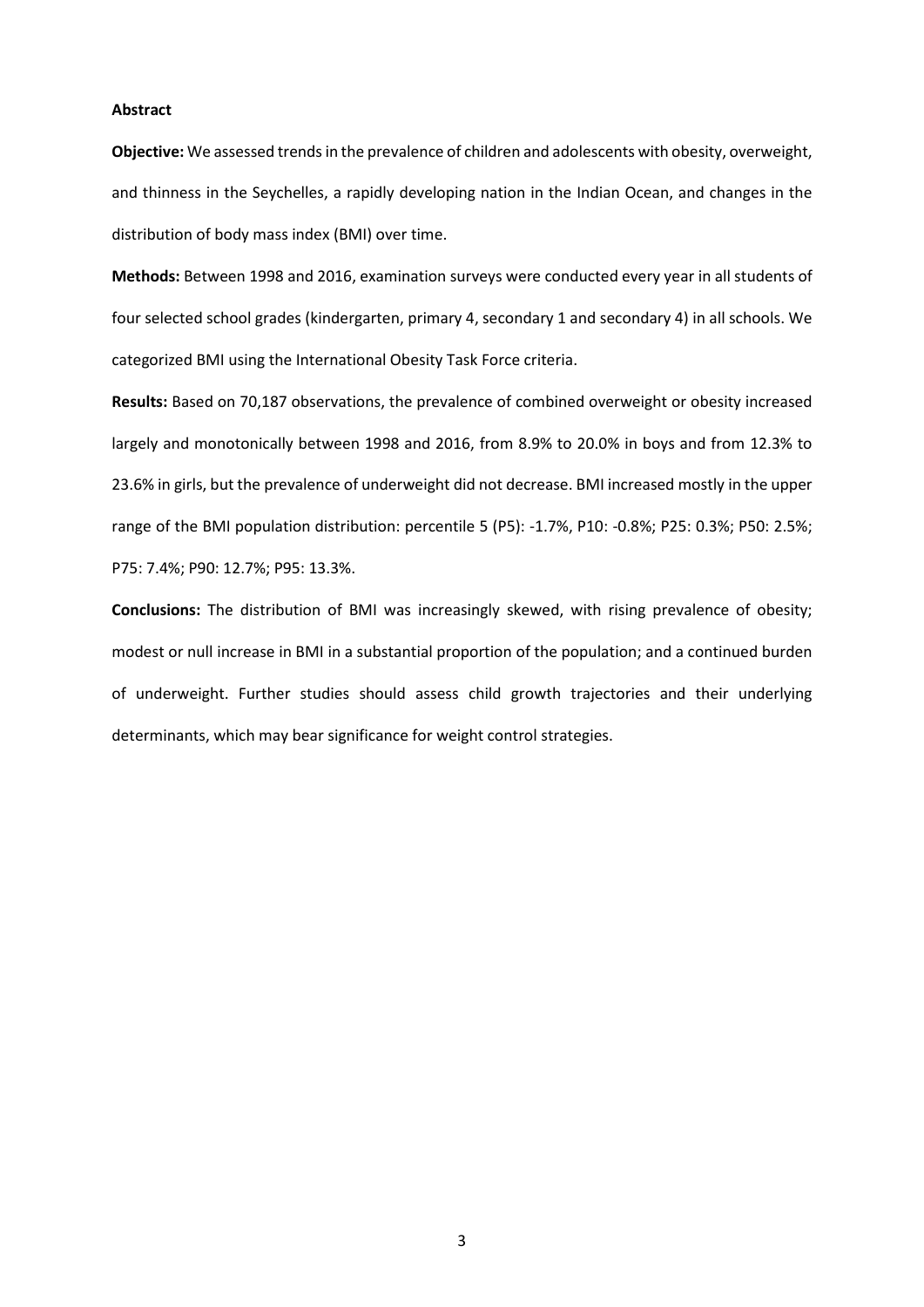**Abstract**

**Objective:** We assessed trends in the prevalence of children and adolescents with obesity, overweight, and thinness in the Seychelles, a rapidly developing nation in the Indian Ocean, and changes in the distribution of body mass index (BMI) over time.

**Methods:** Between 1998 and 2016, examination surveys were conducted every year in all students of four selected school grades (kindergarten, primary 4, secondary 1 and secondary 4) in all schools. We categorized BMI using the International Obesity Task Force criteria.

**Results:** Based on 70,187 observations, the prevalence of combined overweight or obesity increased largely and monotonically between 1998 and 2016, from 8.9% to 20.0% in boys and from 12.3% to 23.6% in girls, but the prevalence of underweight did not decrease. BMI increased mostly in the upper range of the BMI population distribution: percentile 5 (P5): -1.7%, P10: -0.8%; P25: 0.3%; P50: 2.5%; P75: 7.4%; P90: 12.7%; P95: 13.3%.

**Conclusions:** The distribution of BMI was increasingly skewed, with rising prevalence of obesity; modest or null increase in BMI in a substantial proportion of the population; and a continued burden of underweight. Further studies should assess child growth trajectories and their underlying determinants, which may bear significance for weight control strategies.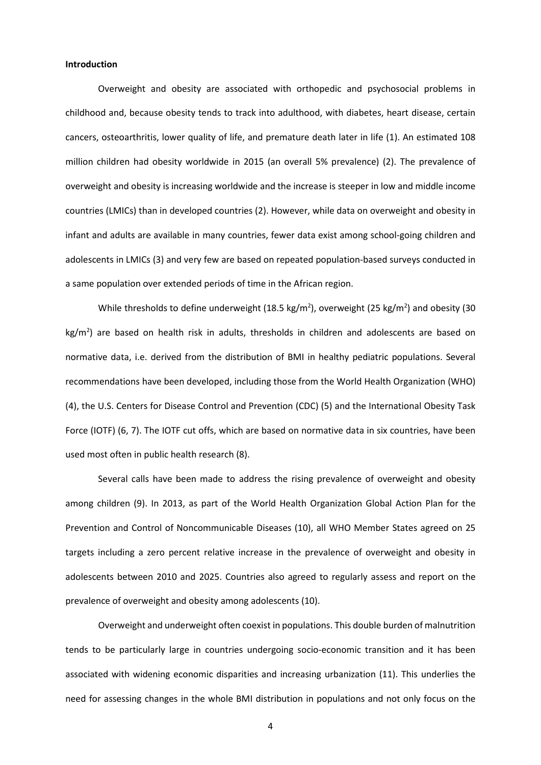**Introduction**

Overweight and obesity are associated with orthopedic and psychosocial problems in childhood and, because obesity tends to track into adulthood, with diabetes, heart disease, certain cancers, osteoarthritis, lower quality of life, and premature death later in life (1). An estimated 108 million children had obesity worldwide in 2015 (an overall 5% prevalence) (2). The prevalence of overweight and obesity is increasing worldwide and the increase is steeper in low and middle income countries (LMICs) than in developed countries (2). However, while data on overweight and obesity in infant and adults are available in many countries, fewer data exist among school-going children and adolescents in LMICs (3) and very few are based on repeated population-based surveys conducted in a same population over extended periods of time in the African region.

While thresholds to define underweight (18.5 kg/m$^2$), overweight (25 kg/m$^2$) and obesity (30 kg/m$^2$) are based on health risk in adults, thresholds in children and adolescents are based on normative data, i.e. derived from the distribution of BMI in healthy pediatric populations. Several recommendations have been developed, including those from the World Health Organization (WHO) (4), the U.S. Centers for Disease Control and Prevention (CDC) (5) and the International Obesity Task Force (IOTF) (6, 7). The IOTF cut offs, which are based on normative data in six countries, have been used most often in public health research (8).

Several calls have been made to address the rising prevalence of overweight and obesity among children (9). In 2013, as part of the World Health Organization Global Action Plan for the Prevention and Control of Noncommunicable Diseases (10), all WHO Member States agreed on 25 targets including a zero percent relative increase in the prevalence of overweight and obesity in adolescents between 2010 and 2025. Countries also agreed to regularly assess and report on the prevalence of overweight and obesity among adolescents (10).

Overweight and underweight often coexist in populations. This double burden of malnutrition tends to be particularly large in countries undergoing socio-economic transition and it has been associated with widening economic disparities and increasing urbanization (11). This underlies the need for assessing changes in the whole BMI distribution in populations and not only focus on the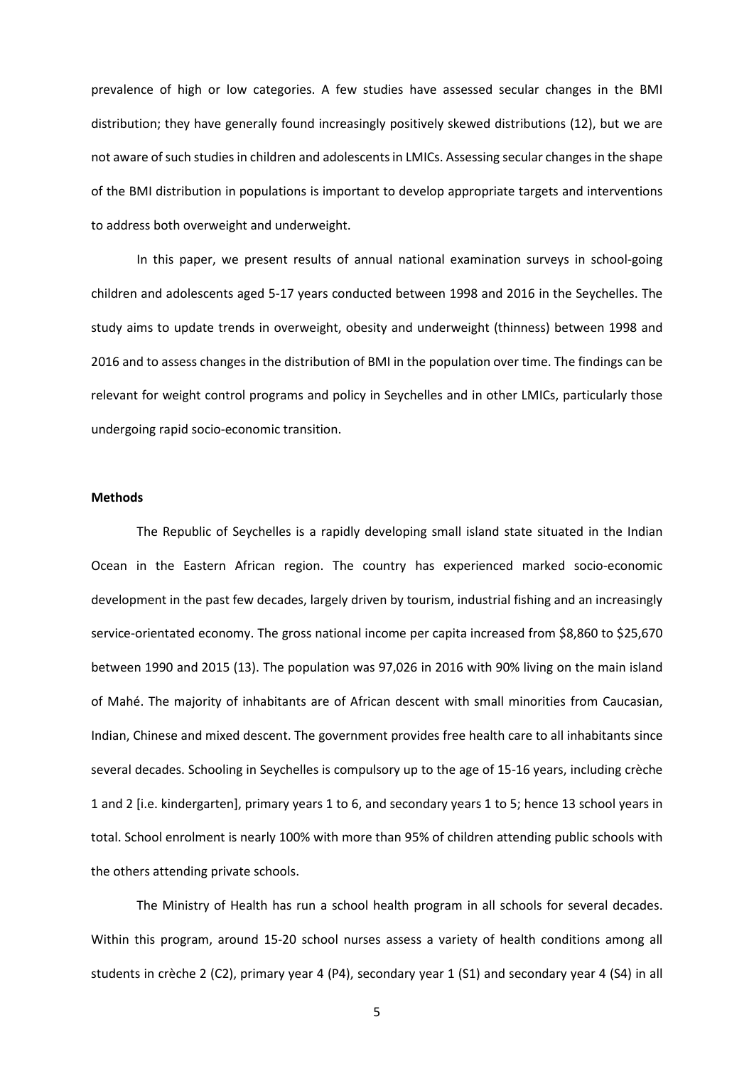prevalence of high or low categories. A few studies have assessed secular changes in the BMI distribution; they have generally found increasingly positively skewed distributions (12), but we are not aware of such studies in children and adolescents in LMICs. Assessing secular changes in the shape of the BMI distribution in populations is important to develop appropriate targets and interventions to address both overweight and underweight.

In this paper, we present results of annual national examination surveys in school-going children and adolescents aged 5-17 years conducted between 1998 and 2016 in the Seychelles. The study aims to update trends in overweight, obesity and underweight (thinness) between 1998 and 2016 and to assess changes in the distribution of BMI in the population over time. The findings can be relevant for weight control programs and policy in Seychelles and in other LMICs, particularly those undergoing rapid socio-economic transition.

**Methods**

The Republic of Seychelles is a rapidly developing small island state situated in the Indian Ocean in the Eastern African region. The country has experienced marked socio-economic development in the past few decades, largely driven by tourism, industrial fishing and an increasingly service-orientated economy. The gross national income per capita increased from $8,860 to $25,670 between 1990 and 2015 (13). The population was 97,026 in 2016 with 90% living on the main island of Mahé. The majority of inhabitants are of African descent with small minorities from Caucasian, Indian, Chinese and mixed descent. The government provides free health care to all inhabitants since several decades. Schooling in Seychelles is compulsory up to the age of 15-16 years, including crèche 1 and 2 [i.e. kindergarten], primary years 1 to 6, and secondary years 1 to 5; hence 13 school years in total. School enrolment is nearly 100% with more than 95% of children attending public schools with the others attending private schools.

The Ministry of Health has run a school health program in all schools for several decades. Within this program, around 15-20 school nurses assess a variety of health conditions among all students in crèche 2 (C2), primary year 4 (P4), secondary year 1 (S1) and secondary year 4 (S4) in all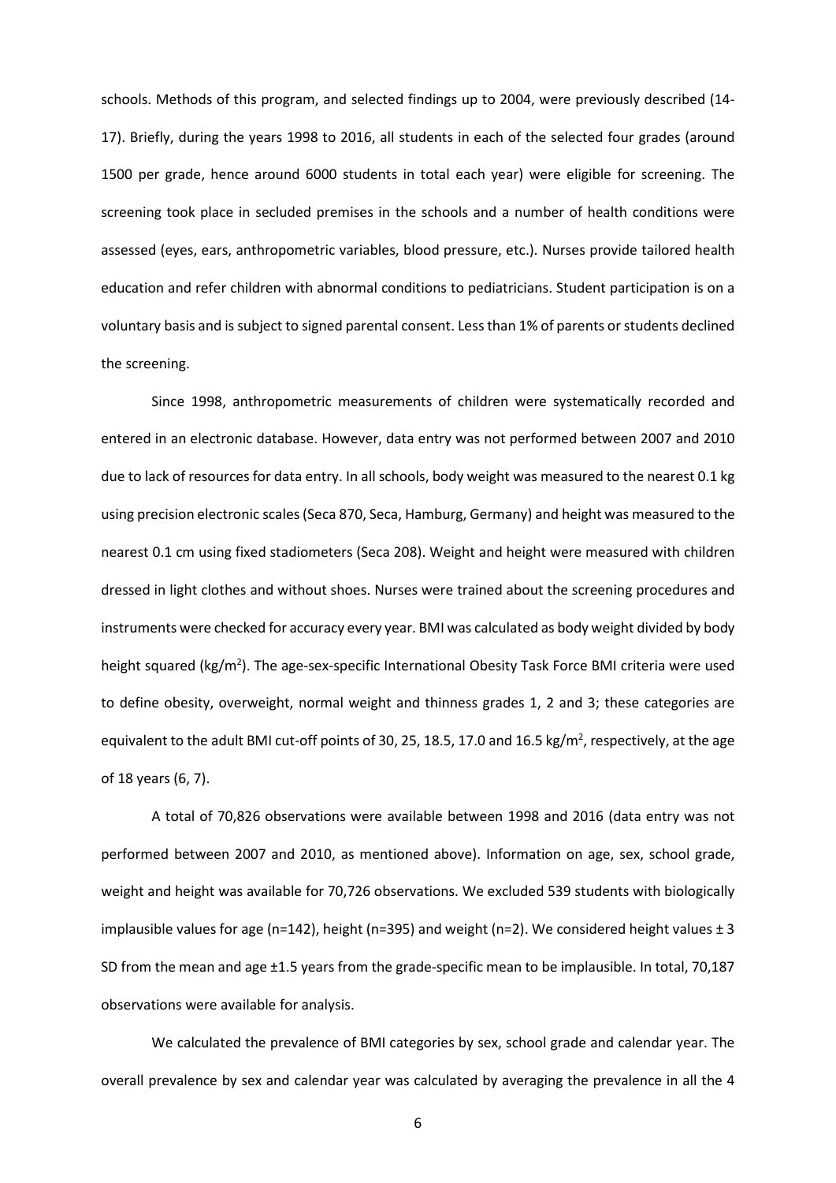schools. Methods of this program, and selected findings up to 2004, were previously described (14-17). Briefly, during the years 1998 to 2016, all students in each of the selected four grades (around 1500 per grade, hence around 6000 students in total each year) were eligible for screening. The screening took place in secluded premises in the schools and a number of health conditions were assessed (eyes, ears, anthropometric variables, blood pressure, etc.). Nurses provide tailored health education and refer children with abnormal conditions to pediatricians. Student participation is on a voluntary basis and is subject to signed parental consent. Less than 1% of parents or students declined the screening.

Since 1998, anthropometric measurements of children were systematically recorded and entered in an electronic database. However, data entry was not performed between 2007 and 2010 due to lack of resources for data entry. In all schools, body weight was measured to the nearest 0.1 kg using precision electronic scales (Seca 870, Seca, Hamburg, Germany) and height was measured to the nearest 0.1 cm using fixed stadiometers (Seca 208). Weight and height were measured with children dressed in light clothes and without shoes. Nurses were trained about the screening procedures and instruments were checked for accuracy every year. BMI was calculated as body weight divided by body height squared (kg/m$^2$). The age-sex-specific International Obesity Task Force BMI criteria were used to define obesity, overweight, normal weight and thinness grades 1, 2 and 3; these categories are equivalent to the adult BMI cut-off points of 30, 25, 18.5, 17.0 and 16.5 kg/m$^2$, respectively, at the age of 18 years (6, 7).

A total of 70,826 observations were available between 1998 and 2016 (data entry was not performed between 2007 and 2010, as mentioned above). Information on age, sex, school grade, weight and height was available for 70,726 observations. We excluded 539 students with biologically implausible values for age (n=142), height (n=395) and weight (n=2). We considered height values ± 3 SD from the mean and age ±1.5 years from the grade-specific mean to be implausible. In total, 70,187 observations were available for analysis.

We calculated the prevalence of BMI categories by sex, school grade and calendar year. The overall prevalence by sex and calendar year was calculated by averaging the prevalence in all the 4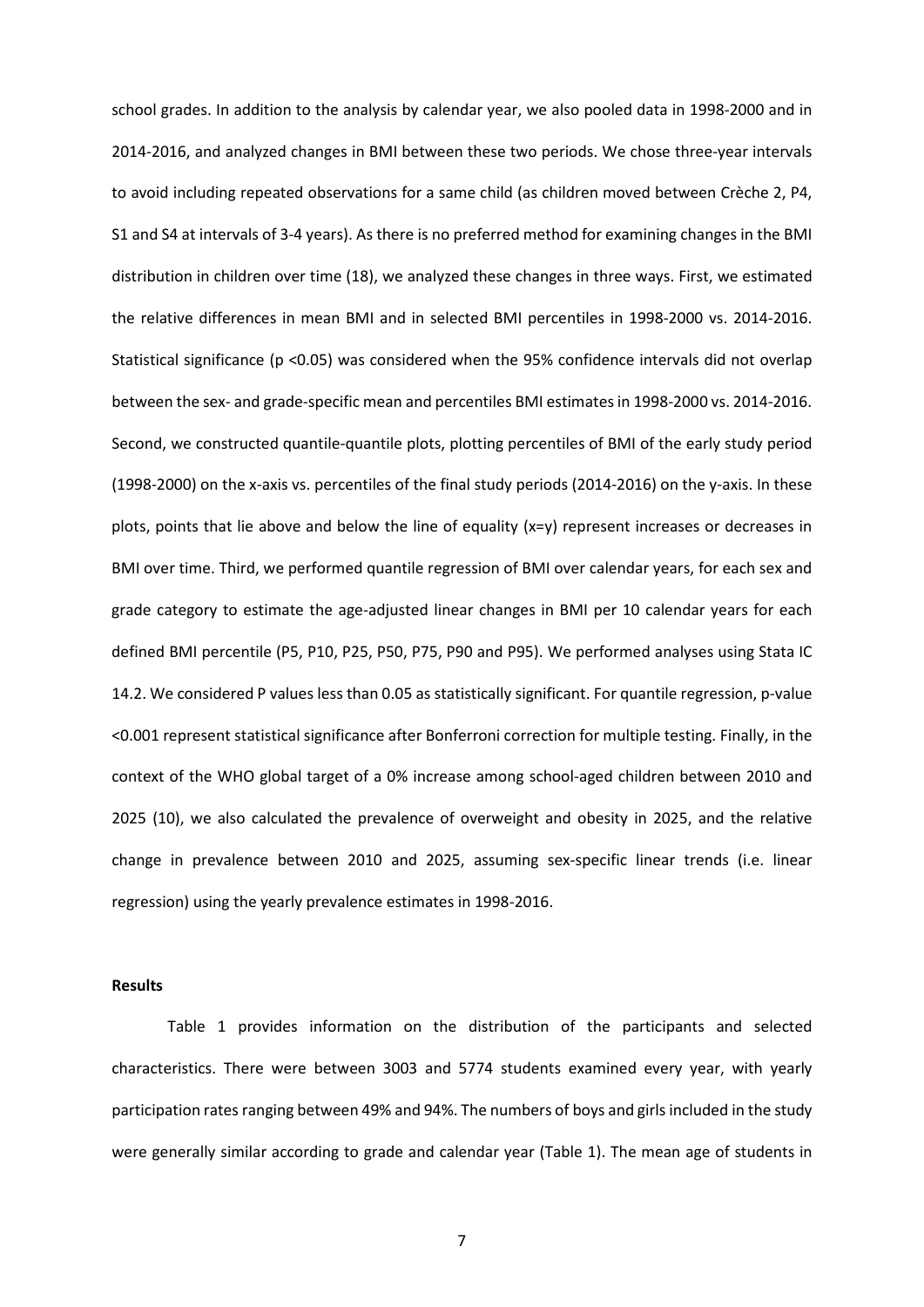school grades. In addition to the analysis by calendar year, we also pooled data in 1998-2000 and in 2014-2016, and analyzed changes in BMI between these two periods. We chose three-year intervals to avoid including repeated observations for a same child (as children moved between Crèche 2, P4, S1 and S4 at intervals of 3-4 years). As there is no preferred method for examining changes in the BMI distribution in children over time (18), we analyzed these changes in three ways. First, we estimated the relative differences in mean BMI and in selected BMI percentiles in 1998-2000 vs. 2014-2016. Statistical significance ($p < 0.05$) was considered when the 95% confidence intervals did not overlap between the sex- and grade-specific mean and percentiles BMI estimates in 1998-2000 vs. 2014-2016. Second, we constructed quantile-quantile plots, plotting percentiles of BMI of the early study period (1998-2000) on the x-axis vs. percentiles of the final study periods (2014-2016) on the y-axis. In these plots, points that lie above and below the line of equality ($x=y$) represent increases or decreases in BMI over time. Third, we performed quantile regression of BMI over calendar years, for each sex and grade category to estimate the age-adjusted linear changes in BMI per 10 calendar years for each defined BMI percentile (P5, P10, P25, P50, P75, P90 and P95). We performed analyses using Stata IC 14.2. We considered P values less than 0.05 as statistically significant. For quantile regression, p-value <0.001 represent statistical significance after Bonferroni correction for multiple testing. Finally, in the context of the WHO global target of a 0% increase among school-aged children between 2010 and 2025 (10), we also calculated the prevalence of overweight and obesity in 2025, and the relative change in prevalence between 2010 and 2025, assuming sex-specific linear trends (i.e. linear regression) using the yearly prevalence estimates in 1998-2016.

**Results**

Table 1 provides information on the distribution of the participants and selected characteristics. There were between 3003 and 5774 students examined every year, with yearly participation rates ranging between 49% and 94%. The numbers of boys and girls included in the study were generally similar according to grade and calendar year (Table 1). The mean age of students in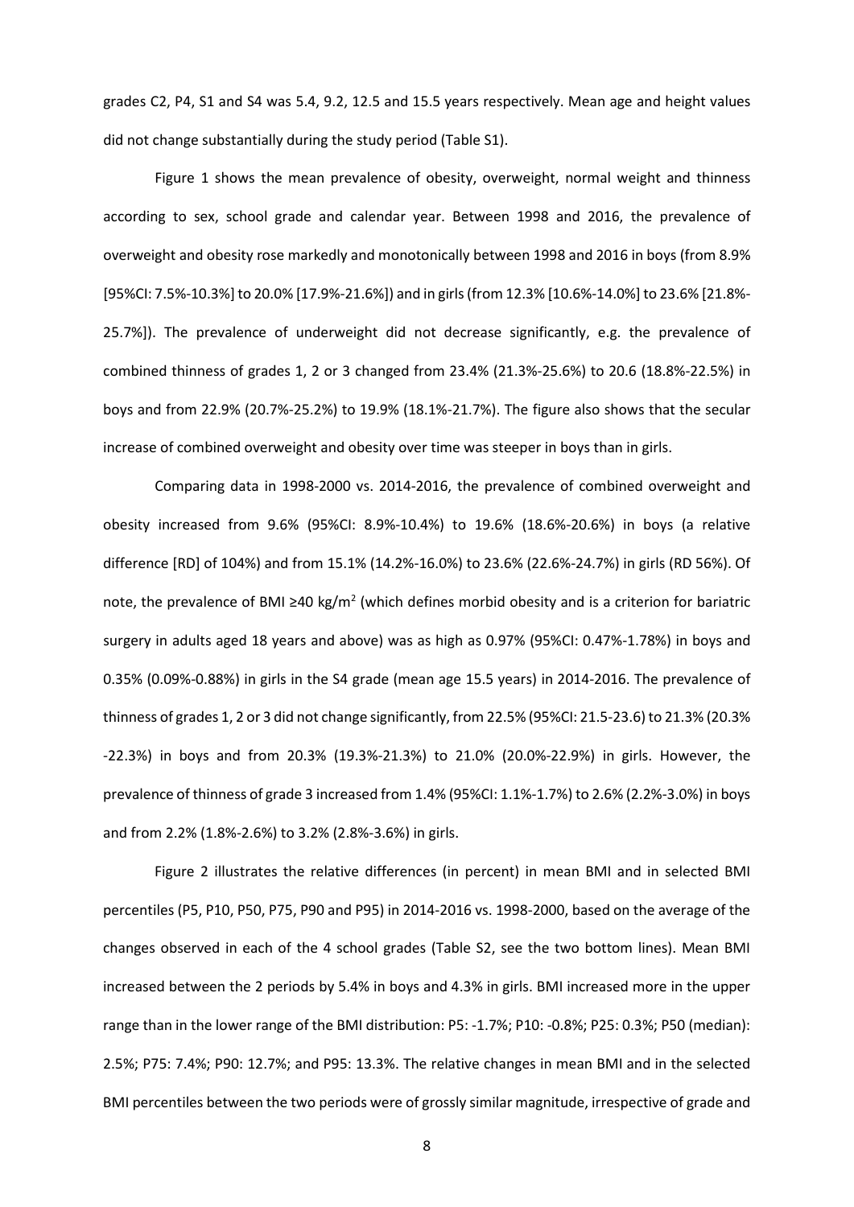grades C2, P4, S1 and S4 was 5.4, 9.2, 12.5 and 15.5 years respectively. Mean age and height values did not change substantially during the study period (Table S1).

Figure 1 shows the mean prevalence of obesity, overweight, normal weight and thinness according to sex, school grade and calendar year. Between 1998 and 2016, the prevalence of overweight and obesity rose markedly and monotonically between 1998 and 2016 in boys (from 8.9% [95%CI: 7.5%-10.3%] to 20.0% [17.9%-21.6%]) and in girls (from 12.3% [10.6%-14.0%] to 23.6% [21.8%-25.7%]). The prevalence of underweight did not decrease significantly, e.g. the prevalence of combined thinness of grades 1, 2 or 3 changed from 23.4% (21.3%-25.6%) to 20.6 (18.8%-22.5%) in boys and from 22.9% (20.7%-25.2%) to 19.9% (18.1%-21.7%). The figure also shows that the secular increase of combined overweight and obesity over time was steeper in boys than in girls.

Comparing data in 1998-2000 vs. 2014-2016, the prevalence of combined overweight and obesity increased from 9.6% (95%CI: 8.9%-10.4%) to 19.6% (18.6%-20.6%) in boys (a relative difference [RD] of 104%) and from 15.1% (14.2%-16.0%) to 23.6% (22.6%-24.7%) in girls (RD 56%). Of note, the prevalence of BMI ≥40 kg/m$^2$ (which defines morbid obesity and is a criterion for bariatric surgery in adults aged 18 years and above) was as high as 0.97% (95%CI: 0.47%-1.78%) in boys and 0.35% (0.09%-0.88%) in girls in the S4 grade (mean age 15.5 years) in 2014-2016. The prevalence of thinness of grades 1, 2 or 3 did not change significantly, from 22.5% (95%CI: 21.5-23.6) to 21.3% (20.3% -22.3%) in boys and from 20.3% (19.3%-21.3%) to 21.0% (20.0%-22.9%) in girls. However, the prevalence of thinness of grade 3 increased from 1.4% (95%CI: 1.1%-1.7%) to 2.6% (2.2%-3.0%) in boys and from 2.2% (1.8%-2.6%) to 3.2% (2.8%-3.6%) in girls.

Figure 2 illustrates the relative differences (in percent) in mean BMI and in selected BMI percentiles (P5, P10, P50, P75, P90 and P95) in 2014-2016 vs. 1998-2000, based on the average of the changes observed in each of the 4 school grades (Table S2, see the two bottom lines). Mean BMI increased between the 2 periods by 5.4% in boys and 4.3% in girls. BMI increased more in the upper range than in the lower range of the BMI distribution: P5: -1.7%; P10: -0.8%; P25: 0.3%; P50 (median): 2.5%; P75: 7.4%; P90: 12.7%; and P95: 13.3%. The relative changes in mean BMI and in the selected BMI percentiles between the two periods were of grossly similar magnitude, irrespective of grade and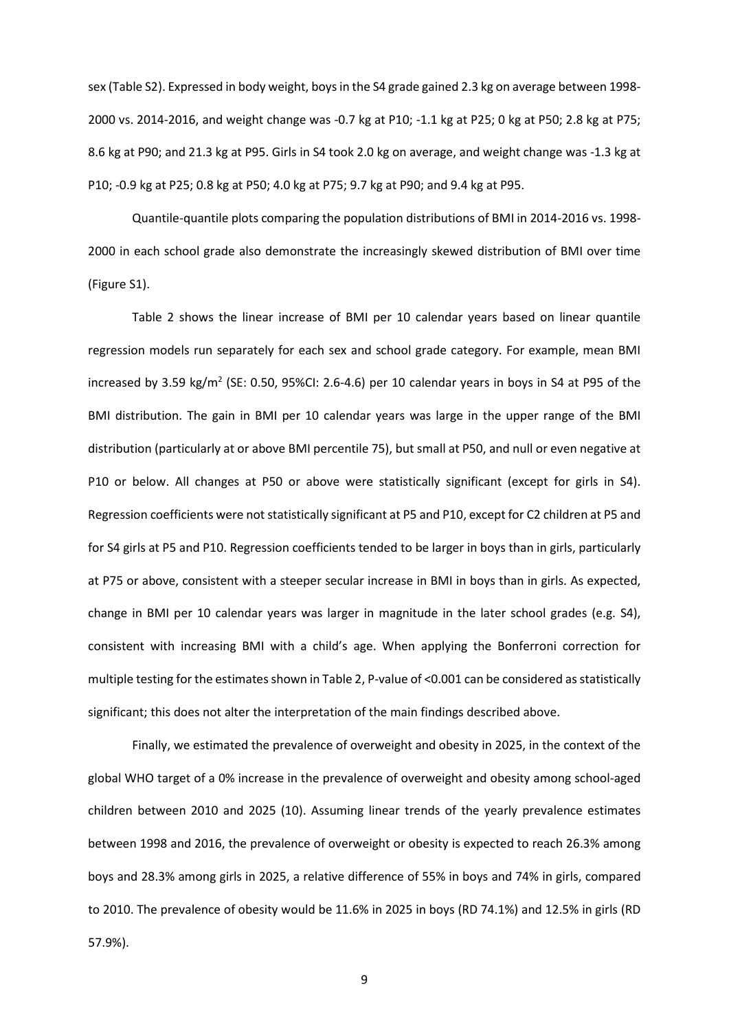sex (Table S2). Expressed in body weight, boys in the S4 grade gained 2.3 kg on average between 1998-2000 vs. 2014-2016, and weight change was -0.7 kg at P10; -1.1 kg at P25; 0 kg at P50; 2.8 kg at P75; 8.6 kg at P90; and 21.3 kg at P95. Girls in S4 took 2.0 kg on average, and weight change was -1.3 kg at P10; -0.9 kg at P25; 0.8 kg at P50; 4.0 kg at P75; 9.7 kg at P90; and 9.4 kg at P95.

Quantile-quantile plots comparing the population distributions of BMI in 2014-2016 vs. 1998-2000 in each school grade also demonstrate the increasingly skewed distribution of BMI over time (Figure S1).

Table 2 shows the linear increase of BMI per 10 calendar years based on linear quantile regression models run separately for each sex and school grade category. For example, mean BMI increased by 3.59 kg/m$^2$ (SE: 0.50, 95%CI: 2.6-4.6) per 10 calendar years in boys in S4 at P95 of the BMI distribution. The gain in BMI per 10 calendar years was large in the upper range of the BMI distribution (particularly at or above BMI percentile 75), but small at P50, and null or even negative at P10 or below. All changes at P50 or above were statistically significant (except for girls in S4). Regression coefficients were not statistically significant at P5 and P10, except for C2 children at P5 and for S4 girls at P5 and P10. Regression coefficients tended to be larger in boys than in girls, particularly at P75 or above, consistent with a steeper secular increase in BMI in boys than in girls. As expected, change in BMI per 10 calendar years was larger in magnitude in the later school grades (e.g. S4), consistent with increasing BMI with a child's age. When applying the Bonferroni correction for multiple testing for the estimates shown in Table 2, P-value of <0.001 can be considered as statistically significant; this does not alter the interpretation of the main findings described above.

Finally, we estimated the prevalence of overweight and obesity in 2025, in the context of the global WHO target of a 0% increase in the prevalence of overweight and obesity among school-aged children between 2010 and 2025 (10). Assuming linear trends of the yearly prevalence estimates between 1998 and 2016, the prevalence of overweight or obesity is expected to reach 26.3% among boys and 28.3% among girls in 2025, a relative difference of 55% in boys and 74% in girls, compared to 2010. The prevalence of obesity would be 11.6% in 2025 in boys (RD 74.1%) and 12.5% in girls (RD 57.9%).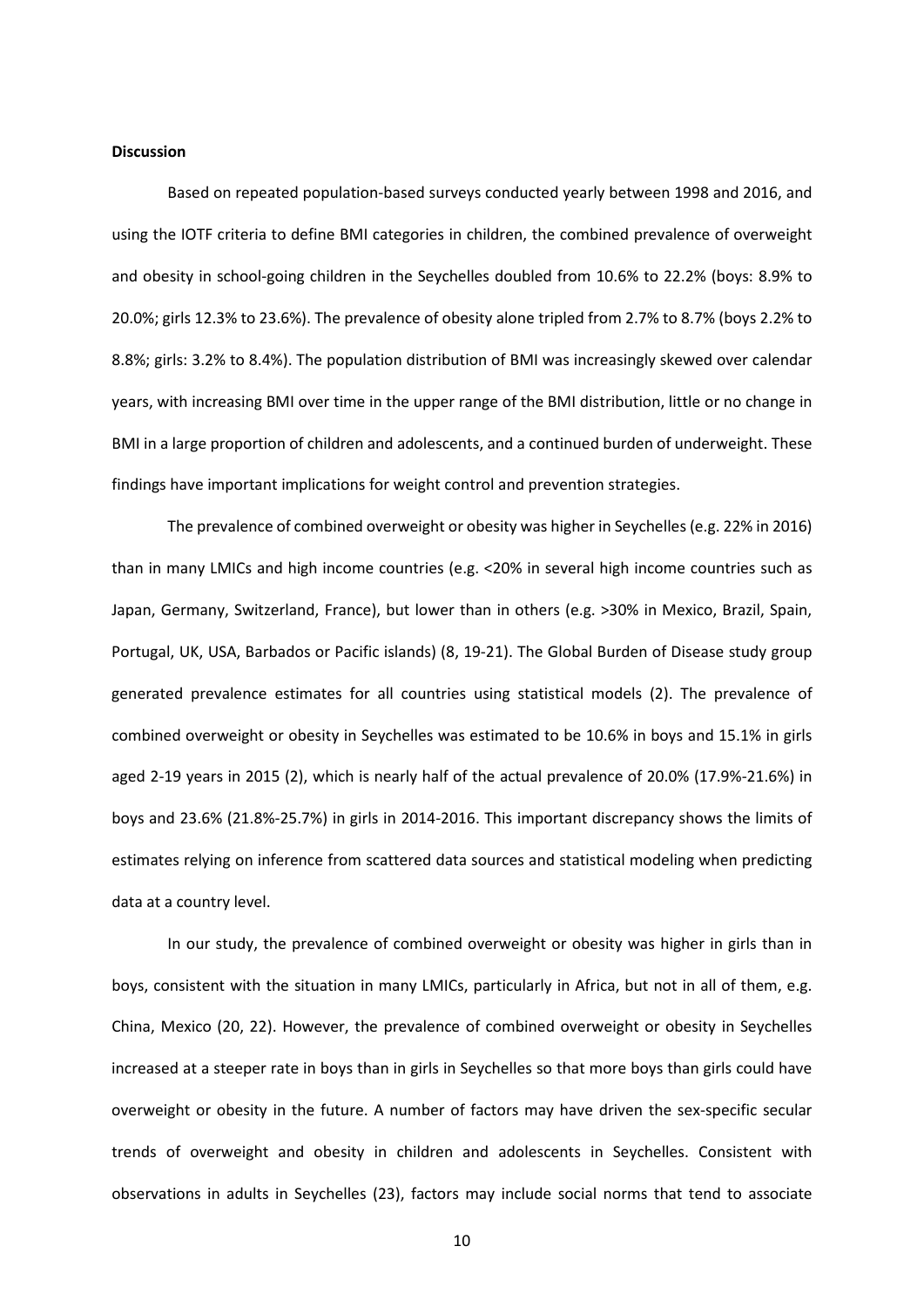**Discussion**

Based on repeated population-based surveys conducted yearly between 1998 and 2016, and using the IOTF criteria to define BMI categories in children, the combined prevalence of overweight and obesity in school-going children in the Seychelles doubled from 10.6% to 22.2% (boys: 8.9% to 20.0%; girls 12.3% to 23.6%). The prevalence of obesity alone tripled from 2.7% to 8.7% (boys 2.2% to 8.8%; girls: 3.2% to 8.4%). The population distribution of BMI was increasingly skewed over calendar years, with increasing BMI over time in the upper range of the BMI distribution, little or no change in BMI in a large proportion of children and adolescents, and a continued burden of underweight. These findings have important implications for weight control and prevention strategies.

The prevalence of combined overweight or obesity was higher in Seychelles (e.g. 22% in 2016) than in many LMICs and high income countries (e.g. <20% in several high income countries such as Japan, Germany, Switzerland, France), but lower than in others (e.g. >30% in Mexico, Brazil, Spain, Portugal, UK, USA, Barbados or Pacific islands) (8, 19-21). The Global Burden of Disease study group generated prevalence estimates for all countries using statistical models (2). The prevalence of combined overweight or obesity in Seychelles was estimated to be 10.6% in boys and 15.1% in girls aged 2-19 years in 2015 (2), which is nearly half of the actual prevalence of 20.0% (17.9%-21.6%) in boys and 23.6% (21.8%-25.7%) in girls in 2014-2016. This important discrepancy shows the limits of estimates relying on inference from scattered data sources and statistical modeling when predicting data at a country level.

In our study, the prevalence of combined overweight or obesity was higher in girls than in boys, consistent with the situation in many LMICs, particularly in Africa, but not in all of them, e.g. China, Mexico (20, 22). However, the prevalence of combined overweight or obesity in Seychelles increased at a steeper rate in boys than in girls in Seychelles so that more boys than girls could have overweight or obesity in the future. A number of factors may have driven the sex-specific secular trends of overweight and obesity in children and adolescents in Seychelles. Consistent with observations in adults in Seychelles (23), factors may include social norms that tend to associate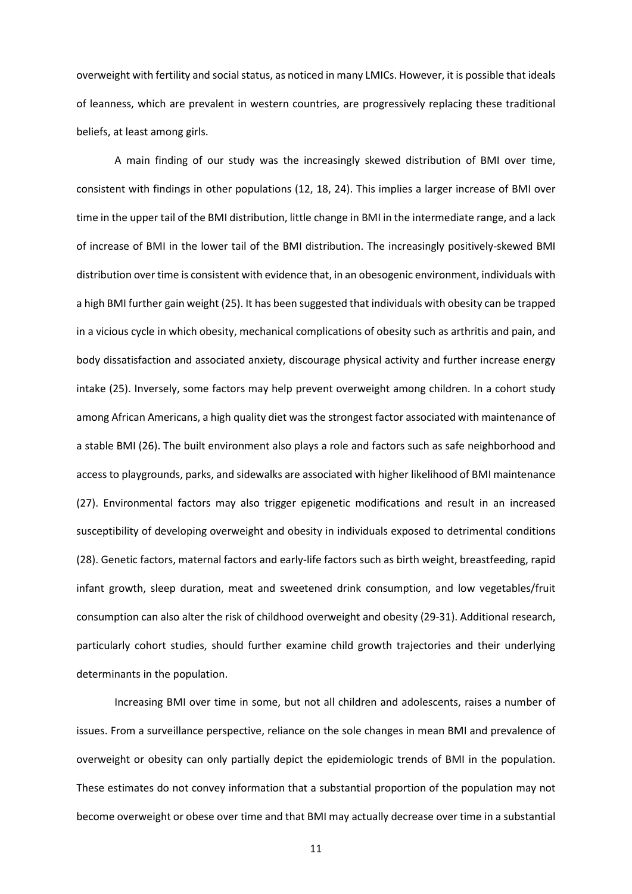overweight with fertility and social status, as noticed in many LMICs. However, it is possible that ideals of leanness, which are prevalent in western countries, are progressively replacing these traditional beliefs, at least among girls.

A main finding of our study was the increasingly skewed distribution of BMI over time, consistent with findings in other populations (12, 18, 24). This implies a larger increase of BMI over time in the upper tail of the BMI distribution, little change in BMI in the intermediate range, and a lack of increase of BMI in the lower tail of the BMI distribution. The increasingly positively-skewed BMI distribution over time is consistent with evidence that, in an obesogenic environment, individuals with a high BMI further gain weight (25). It has been suggested that individuals with obesity can be trapped in a vicious cycle in which obesity, mechanical complications of obesity such as arthritis and pain, and body dissatisfaction and associated anxiety, discourage physical activity and further increase energy intake (25). Inversely, some factors may help prevent overweight among children. In a cohort study among African Americans, a high quality diet was the strongest factor associated with maintenance of a stable BMI (26). The built environment also plays a role and factors such as safe neighborhood and access to playgrounds, parks, and sidewalks are associated with higher likelihood of BMI maintenance (27). Environmental factors may also trigger epigenetic modifications and result in an increased susceptibility of developing overweight and obesity in individuals exposed to detrimental conditions (28). Genetic factors, maternal factors and early-life factors such as birth weight, breastfeeding, rapid infant growth, sleep duration, meat and sweetened drink consumption, and low vegetables/fruit consumption can also alter the risk of childhood overweight and obesity (29-31). Additional research, particularly cohort studies, should further examine child growth trajectories and their underlying determinants in the population.

Increasing BMI over time in some, but not all children and adolescents, raises a number of issues. From a surveillance perspective, reliance on the sole changes in mean BMI and prevalence of overweight or obesity can only partially depict the epidemiologic trends of BMI in the population. These estimates do not convey information that a substantial proportion of the population may not become overweight or obese over time and that BMI may actually decrease over time in a substantial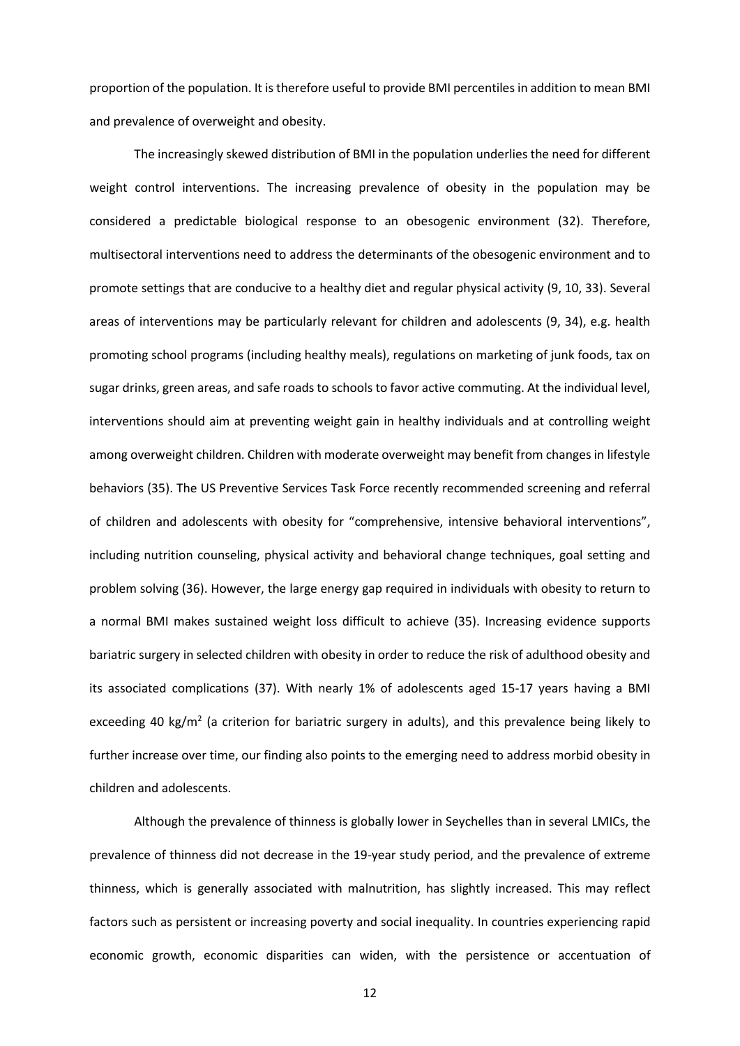proportion of the population. It is therefore useful to provide BMI percentiles in addition to mean BMI and prevalence of overweight and obesity.

The increasingly skewed distribution of BMI in the population underlies the need for different weight control interventions. The increasing prevalence of obesity in the population may be considered a predictable biological response to an obesogenic environment (32). Therefore, multisectoral interventions need to address the determinants of the obesogenic environment and to promote settings that are conducive to a healthy diet and regular physical activity (9, 10, 33). Several areas of interventions may be particularly relevant for children and adolescents (9, 34), e.g. health promoting school programs (including healthy meals), regulations on marketing of junk foods, tax on sugar drinks, green areas, and safe roads to schools to favor active commuting. At the individual level, interventions should aim at preventing weight gain in healthy individuals and at controlling weight among overweight children. Children with moderate overweight may benefit from changes in lifestyle behaviors (35). The US Preventive Services Task Force recently recommended screening and referral of children and adolescents with obesity for "comprehensive, intensive behavioral interventions", including nutrition counseling, physical activity and behavioral change techniques, goal setting and problem solving (36). However, the large energy gap required in individuals with obesity to return to a normal BMI makes sustained weight loss difficult to achieve (35). Increasing evidence supports bariatric surgery in selected children with obesity in order to reduce the risk of adulthood obesity and its associated complications (37). With nearly 1% of adolescents aged 15-17 years having a BMI exceeding 40 kg/m$^2$ (a criterion for bariatric surgery in adults), and this prevalence being likely to further increase over time, our finding also points to the emerging need to address morbid obesity in children and adolescents.

Although the prevalence of thinness is globally lower in Seychelles than in several LMICs, the prevalence of thinness did not decrease in the 19-year study period, and the prevalence of extreme thinness, which is generally associated with malnutrition, has slightly increased. This may reflect factors such as persistent or increasing poverty and social inequality. In countries experiencing rapid economic growth, economic disparities can widen, with the persistence or accentuation of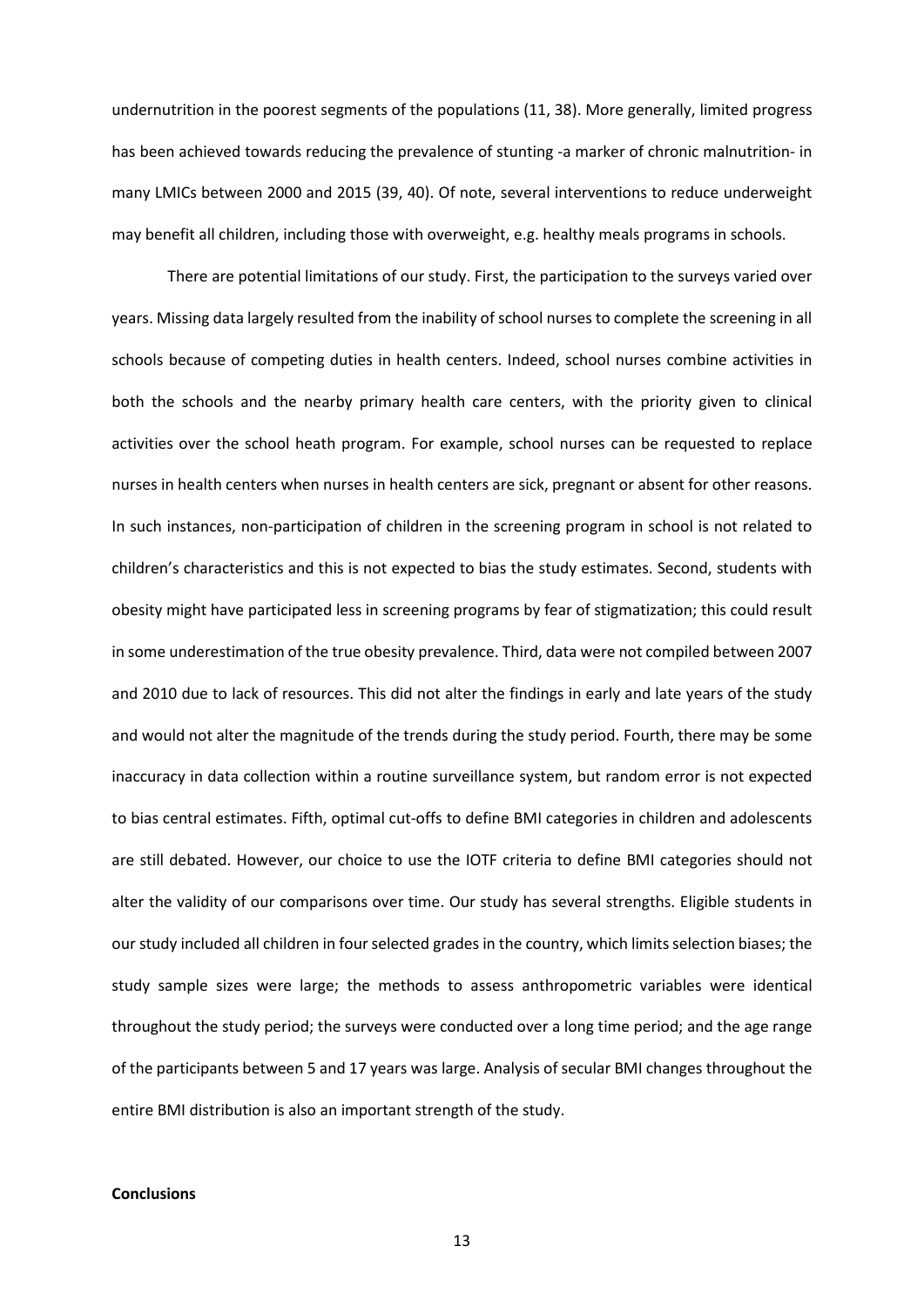undernutrition in the poorest segments of the populations (11, 38). More generally, limited progress has been achieved towards reducing the prevalence of stunting -a marker of chronic malnutrition- in many LMICs between 2000 and 2015 (39, 40). Of note, several interventions to reduce underweight may benefit all children, including those with overweight, e.g. healthy meals programs in schools.

There are potential limitations of our study. First, the participation to the surveys varied over years. Missing data largely resulted from the inability of school nurses to complete the screening in all schools because of competing duties in health centers. Indeed, school nurses combine activities in both the schools and the nearby primary health care centers, with the priority given to clinical activities over the school heath program. For example, school nurses can be requested to replace nurses in health centers when nurses in health centers are sick, pregnant or absent for other reasons. In such instances, non-participation of children in the screening program in school is not related to children's characteristics and this is not expected to bias the study estimates. Second, students with obesity might have participated less in screening programs by fear of stigmatization; this could result in some underestimation of the true obesity prevalence. Third, data were not compiled between 2007 and 2010 due to lack of resources. This did not alter the findings in early and late years of the study and would not alter the magnitude of the trends during the study period. Fourth, there may be some inaccuracy in data collection within a routine surveillance system, but random error is not expected to bias central estimates. Fifth, optimal cut-offs to define BMI categories in children and adolescents are still debated. However, our choice to use the IOTF criteria to define BMI categories should not alter the validity of our comparisons over time. Our study has several strengths. Eligible students in our study included all children in four selected grades in the country, which limits selection biases; the study sample sizes were large; the methods to assess anthropometric variables were identical throughout the study period; the surveys were conducted over a long time period; and the age range of the participants between 5 and 17 years was large. Analysis of secular BMI changes throughout the entire BMI distribution is also an important strength of the study.

**Conclusions**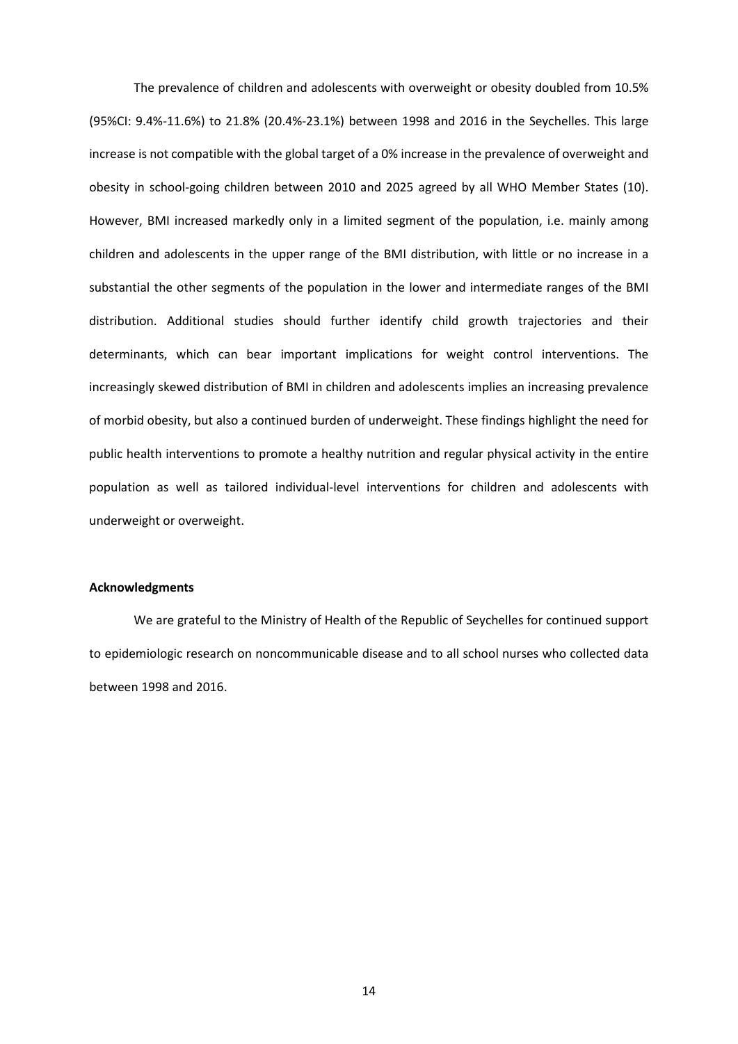The prevalence of children and adolescents with overweight or obesity doubled from 10.5% (95%CI: 9.4%-11.6%) to 21.8% (20.4%-23.1%) between 1998 and 2016 in the Seychelles. This large increase is not compatible with the global target of a 0% increase in the prevalence of overweight and obesity in school-going children between 2010 and 2025 agreed by all WHO Member States (10). However, BMI increased markedly only in a limited segment of the population, i.e. mainly among children and adolescents in the upper range of the BMI distribution, with little or no increase in a substantial the other segments of the population in the lower and intermediate ranges of the BMI distribution. Additional studies should further identify child growth trajectories and their determinants, which can bear important implications for weight control interventions. The increasingly skewed distribution of BMI in children and adolescents implies an increasing prevalence of morbid obesity, but also a continued burden of underweight. These findings highlight the need for public health interventions to promote a healthy nutrition and regular physical activity in the entire population as well as tailored individual-level interventions for children and adolescents with underweight or overweight.

**Acknowledgments**

We are grateful to the Ministry of Health of the Republic of Seychelles for continued support to epidemiologic research on noncommunicable disease and to all school nurses who collected data between 1998 and 2016.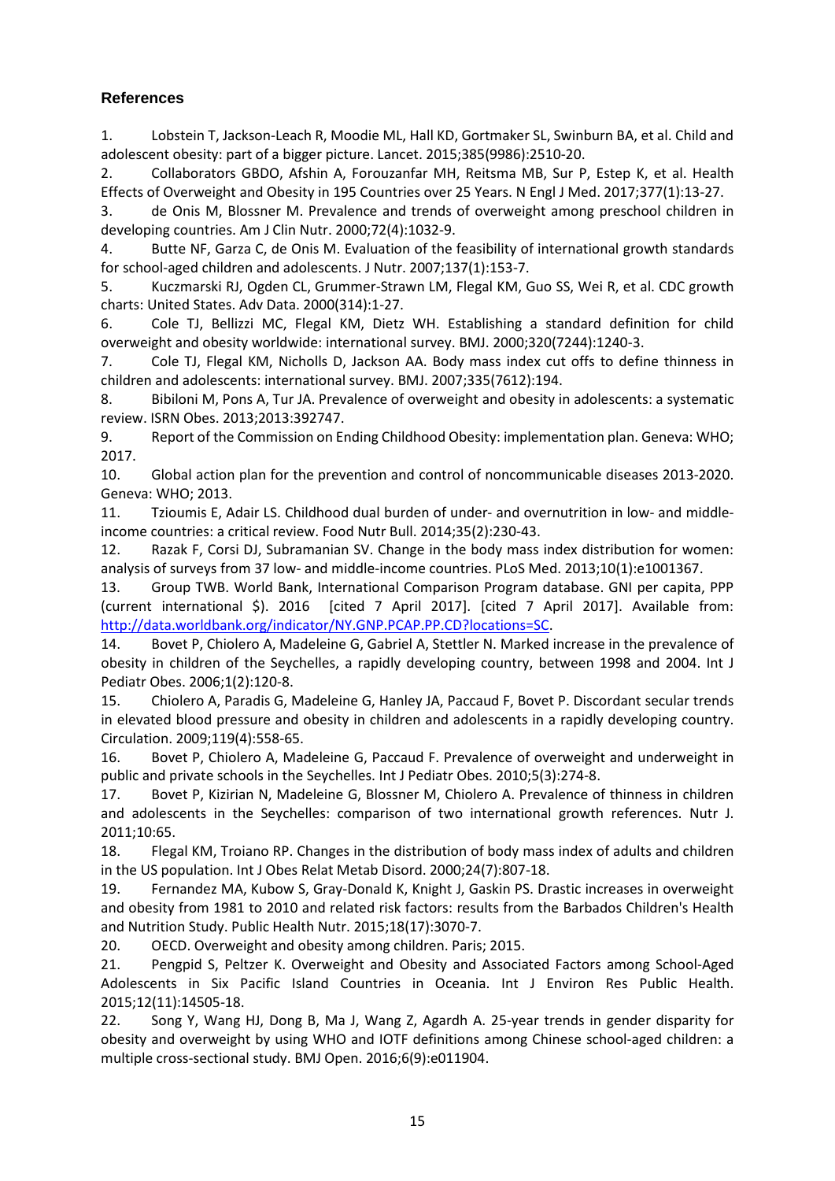### References

1. Lobstein T, Jackson-Leach R, Moodie ML, Hall KD, Gortmaker SL, Swinburn BA, et al. Child and adolescent obesity: part of a bigger picture. Lancet. 2015;385(9986):2510-20.
2. Collaborators GBDO, Afshin A, Forouzanfar MH, Reitsma MB, Sur P, Estep K, et al. Health Effects of Overweight and Obesity in 195 Countries over 25 Years. N Engl J Med. 2017;377(1):13-27.
3. de Onis M, Blossner M. Prevalence and trends of overweight among preschool children in developing countries. Am J Clin Nutr. 2000;72(4):1032-9.
4. Butte NF, Garza C, de Onis M. Evaluation of the feasibility of international growth standards for school-aged children and adolescents. J Nutr. 2007;137(1):153-7.
5. Kuczmarski RJ, Ogden CL, Grummer-Strawn LM, Flegal KM, Guo SS, Wei R, et al. CDC growth charts: United States. Adv Data. 2000(314):1-27.
6. Cole TJ, Bellizzi MC, Flegal KM, Dietz WH. Establishing a standard definition for child overweight and obesity worldwide: international survey. BMJ. 2000;320(7244):1240-3.
7. Cole TJ, Flegal KM, Nicholls D, Jackson AA. Body mass index cut offs to define thinness in children and adolescents: international survey. BMJ. 2007;335(7612):194.
8. Bibiloni M, Pons A, Tur JA. Prevalence of overweight and obesity in adolescents: a systematic review. ISRN Obes. 2013;2013:392747.
9. Report of the Commission on Ending Childhood Obesity: implementation plan. Geneva: WHO; 2017.
10. Global action plan for the prevention and control of noncommunicable diseases 2013-2020. Geneva: WHO; 2013.
11. Tzioumis E, Adair LS. Childhood dual burden of under- and overnutrition in low- and middle-income countries: a critical review. Food Nutr Bull. 2014;35(2):230-43.
12. Razak F, Corsi DJ, Subramanian SV. Change in the body mass index distribution for women: analysis of surveys from 37 low- and middle-income countries. PLoS Med. 2013;10(1):e1001367.
13. Group TWB. World Bank, International Comparison Program database. GNI per capita, PPP (current international $). 2016 [cited 7 April 2017]. [cited 7 April 2017]. Available from: http://data.worldbank.org/indicator/NY.GNP.PCAP.PP.CD?locations=SC.
14. Bovet P, Chiolero A, Madeleine G, Gabriel A, Stettler N. Marked increase in the prevalence of obesity in children of the Seychelles, a rapidly developing country, between 1998 and 2004. Int J Pediatr Obes. 2006;1(2):120-8.
15. Chiolero A, Paradis G, Madeleine G, Hanley JA, Paccaud F, Bovet P. Discordant secular trends in elevated blood pressure and obesity in children and adolescents in a rapidly developing country. Circulation. 2009;119(4):558-65.
16. Bovet P, Chiolero A, Madeleine G, Paccaud F. Prevalence of overweight and underweight in public and private schools in the Seychelles. Int J Pediatr Obes. 2010;5(3):274-8.
17. Bovet P, Kizirian N, Madeleine G, Blossner M, Chiolero A. Prevalence of thinness in children and adolescents in the Seychelles: comparison of two international growth references. Nutr J. 2011;10:65.
18. Flegal KM, Troiano RP. Changes in the distribution of body mass index of adults and children in the US population. Int J Obes Relat Metab Disord. 2000;24(7):807-18.
19. Fernandez MA, Kubow S, Gray-Donald K, Knight J, Gaskin PS. Drastic increases in overweight and obesity from 1981 to 2010 and related risk factors: results from the Barbados Children's Health and Nutrition Study. Public Health Nutr. 2015;18(17):3070-7.
20. OECD. Overweight and obesity among children. Paris; 2015.
21. Pengpid S, Peltzer K. Overweight and Obesity and Associated Factors among School-Aged Adolescents in Six Pacific Island Countries in Oceania. Int J Environ Res Public Health. 2015;12(11):14505-18.
22. Song Y, Wang HJ, Dong B, Ma J, Wang Z, Agardh A. 25-year trends in gender disparity for obesity and overweight by using WHO and IOTF definitions among Chinese school-aged children: a multiple cross-sectional study. BMJ Open. 2016;6(9):e011904.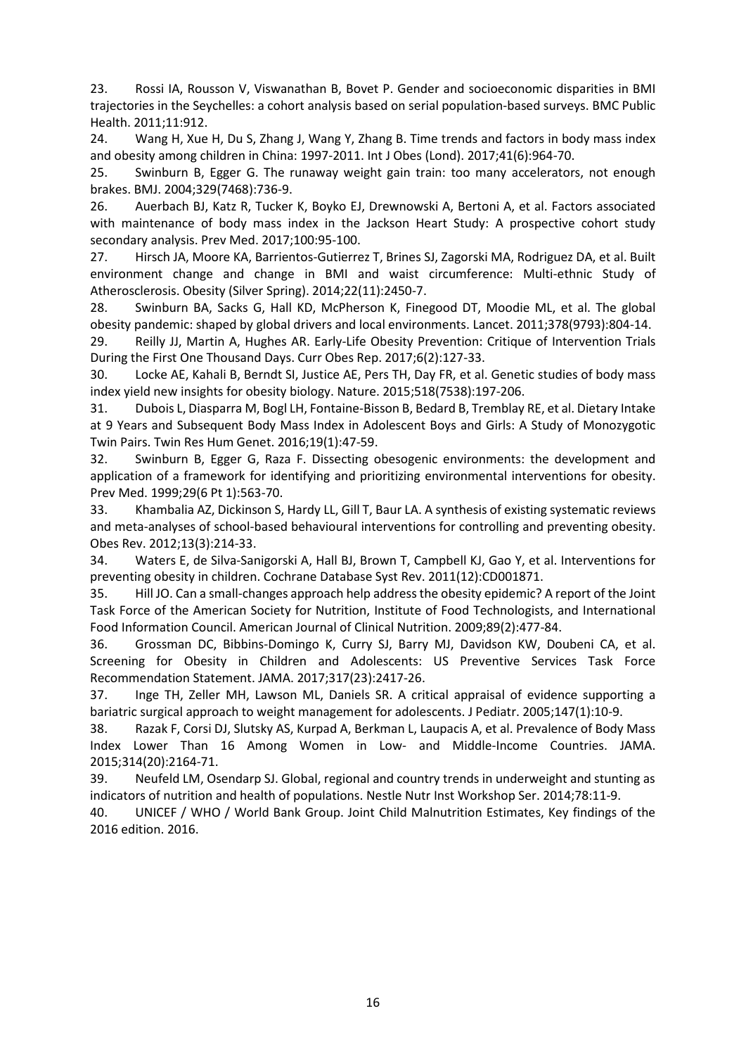23. Rossi IA, Rousson V, Viswanathan B, Bovet P. Gender and socioeconomic disparities in BMI trajectories in the Seychelles: a cohort analysis based on serial population-based surveys. BMC Public Health. 2011;11:912.

24. Wang H, Xue H, Du S, Zhang J, Wang Y, Zhang B. Time trends and factors in body mass index and obesity among children in China: 1997-2011. Int J Obes (Lond). 2017;41(6):964-70.

25. Swinburn B, Egger G. The runaway weight gain train: too many accelerators, not enough brakes. BMJ. 2004;329(7468):736-9.

26. Auerbach BJ, Katz R, Tucker K, Boyko EJ, Drewnowski A, Bertoni A, et al. Factors associated with maintenance of body mass index in the Jackson Heart Study: A prospective cohort study secondary analysis. Prev Med. 2017;100:95-100.

27. Hirsch JA, Moore KA, Barrientos-Gutierrez T, Brines SJ, Zagorski MA, Rodriguez DA, et al. Built environment change and change in BMI and waist circumference: Multi-ethnic Study of Atherosclerosis. Obesity (Silver Spring). 2014;22(11):2450-7.

28. Swinburn BA, Sacks G, Hall KD, McPherson K, Finegood DT, Moodie ML, et al. The global obesity pandemic: shaped by global drivers and local environments. Lancet. 2011;378(9793):804-14.

29. Reilly JJ, Martin A, Hughes AR. Early-Life Obesity Prevention: Critique of Intervention Trials During the First One Thousand Days. Curr Obes Rep. 2017;6(2):127-33.

30. Locke AE, Kahali B, Berndt SI, Justice AE, Pers TH, Day FR, et al. Genetic studies of body mass index yield new insights for obesity biology. Nature. 2015;518(7538):197-206.

31. Dubois L, Diasparra M, Bogl LH, Fontaine-Bisson B, Bedard B, Tremblay RE, et al. Dietary Intake at 9 Years and Subsequent Body Mass Index in Adolescent Boys and Girls: A Study of Monozygotic Twin Pairs. Twin Res Hum Genet. 2016;19(1):47-59.

32. Swinburn B, Egger G, Raza F. Dissecting obesogenic environments: the development and application of a framework for identifying and prioritizing environmental interventions for obesity. Prev Med. 1999;29(6 Pt 1):563-70.

33. Khambalia AZ, Dickinson S, Hardy LL, Gill T, Baur LA. A synthesis of existing systematic reviews and meta-analyses of school-based behavioural interventions for controlling and preventing obesity. Obes Rev. 2012;13(3):214-33.

34. Waters E, de Silva-Sanigorski A, Hall BJ, Brown T, Campbell KJ, Gao Y, et al. Interventions for preventing obesity in children. Cochrane Database Syst Rev. 2011(12):CD001871.

35. Hill JO. Can a small-changes approach help address the obesity epidemic? A report of the Joint Task Force of the American Society for Nutrition, Institute of Food Technologists, and International Food Information Council. American Journal of Clinical Nutrition. 2009;89(2):477-84.

36. Grossman DC, Bibbins-Domingo K, Curry SJ, Barry MJ, Davidson KW, Doubeni CA, et al. Screening for Obesity in Children and Adolescents: US Preventive Services Task Force Recommendation Statement. JAMA. 2017;317(23):2417-26.

37. Inge TH, Zeller MH, Lawson ML, Daniels SR. A critical appraisal of evidence supporting a bariatric surgical approach to weight management for adolescents. J Pediatr. 2005;147(1):10-9.

38. Razak F, Corsi DJ, Slutsky AS, Kurpad A, Berkman L, Laupacis A, et al. Prevalence of Body Mass Index Lower Than 16 Among Women in Low- and Middle-Income Countries. JAMA. 2015;314(20):2164-71.

39. Neufeld LM, Osendarp SJ. Global, regional and country trends in underweight and stunting as indicators of nutrition and health of populations. Nestle Nutr Inst Workshop Ser. 2014;78:11-9.

40. UNICEF / WHO / World Bank Group. Joint Child Malnutrition Estimates, Key findings of the 2016 edition. 2016.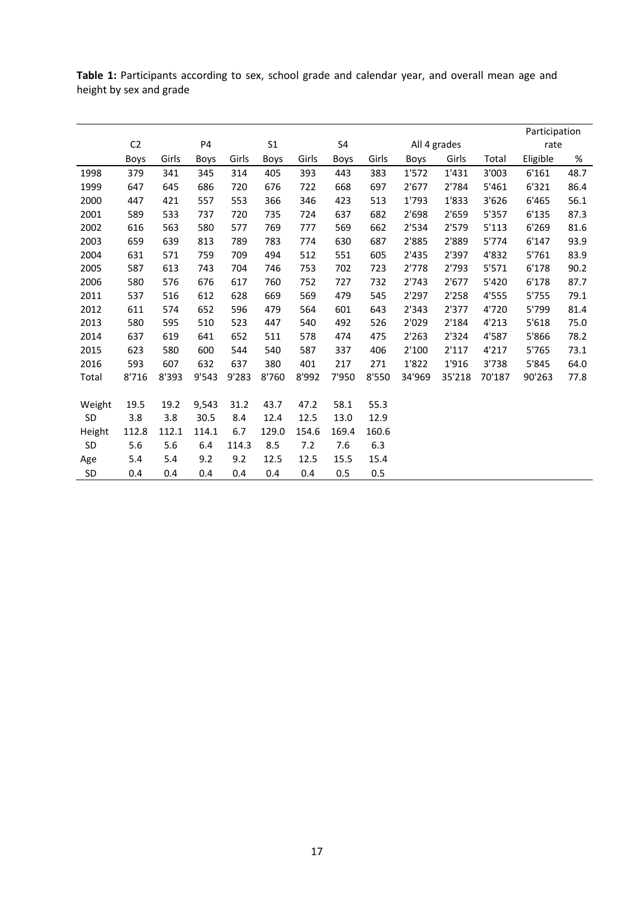**Table 1:** Participants according to sex, school grade and calendar year, and overall mean age and height by sex and grade

| | C2 | | P4 | | S1 | | S4 | | All 4 grades | | | Participation rate | |
|---|---|---|---|---|---|---|---|---|---|---|---|---|---|
| | Boys | Girls | Boys | Girls | Boys | Girls | Boys | Girls | Boys | Girls | Total | Eligible | % |
| 1998 | 379 | 341 | 345 | 314 | 405 | 393 | 443 | 383 | 1'572 | 1'431 | 3'003 | 6'161 | 48.7 |
| 1999 | 647 | 645 | 686 | 720 | 676 | 722 | 668 | 697 | 2'677 | 2'784 | 5'461 | 6'321 | 86.4 |
| 2000 | 447 | 421 | 557 | 553 | 366 | 346 | 423 | 513 | 1'793 | 1'833 | 3'626 | 6'465 | 56.1 |
| 2001 | 589 | 533 | 737 | 720 | 735 | 724 | 637 | 682 | 2'698 | 2'659 | 5'357 | 6'135 | 87.3 |
| 2002 | 616 | 563 | 580 | 577 | 769 | 777 | 569 | 662 | 2'534 | 2'579 | 5'113 | 6'269 | 81.6 |
| 2003 | 659 | 639 | 813 | 789 | 783 | 774 | 630 | 687 | 2'885 | 2'889 | 5'774 | 6'147 | 93.9 |
| 2004 | 631 | 571 | 759 | 709 | 494 | 512 | 551 | 605 | 2'435 | 2'397 | 4'832 | 5'761 | 83.9 |
| 2005 | 587 | 613 | 743 | 704 | 746 | 753 | 702 | 723 | 2'778 | 2'793 | 5'571 | 6'178 | 90.2 |
| 2006 | 580 | 576 | 676 | 617 | 760 | 752 | 727 | 732 | 2'743 | 2'677 | 5'420 | 6'178 | 87.7 |
| 2011 | 537 | 516 | 612 | 628 | 669 | 569 | 479 | 545 | 2'297 | 2'258 | 4'555 | 5'755 | 79.1 |
| 2012 | 611 | 574 | 652 | 596 | 479 | 564 | 601 | 643 | 2'343 | 2'377 | 4'720 | 5'799 | 81.4 |
| 2013 | 580 | 595 | 510 | 523 | 447 | 540 | 492 | 526 | 2'029 | 2'184 | 4'213 | 5'618 | 75.0 |
| 2014 | 637 | 619 | 641 | 652 | 511 | 578 | 474 | 475 | 2'263 | 2'324 | 4'587 | 5'866 | 78.2 |
| 2015 | 623 | 580 | 600 | 544 | 540 | 587 | 337 | 406 | 2'100 | 2'117 | 4'217 | 5'765 | 73.1 |
| 2016 | 593 | 607 | 632 | 637 | 380 | 401 | 217 | 271 | 1'822 | 1'916 | 3'738 | 5'845 | 64.0 |
| Total | 8'716 | 8'393 | 9'543 | 9'283 | 8'760 | 8'992 | 7'950 | 8'550 | 34'969 | 35'218 | 70'187 | 90'263 | 77.8 |
| | | | | | | | | | | | | | |
| Weight | 19.5 | 19.2 | 9,543 | 31.2 | 43.7 | 47.2 | 58.1 | 55.3 | | | | | |
| SD | 3.8 | 3.8 | 30.5 | 8.4 | 12.4 | 12.5 | 13.0 | 12.9 | | | | | |
| Height | 112.8 | 112.1 | 114.1 | 6.7 | 129.0 | 154.6 | 169.4 | 160.6 | | | | | |
| SD | 5.6 | 5.6 | 6.4 | 114.3 | 8.5 | 7.2 | 7.6 | 6.3 | | | | | |
| Age | 5.4 | 5.4 | 9.2 | 9.2 | 12.5 | 12.5 | 15.5 | 15.4 | | | | | |
| SD | 0.4 | 0.4 | 0.4 | 0.4 | 0.4 | 0.4 | 0.5 | 0.5 | | | | | |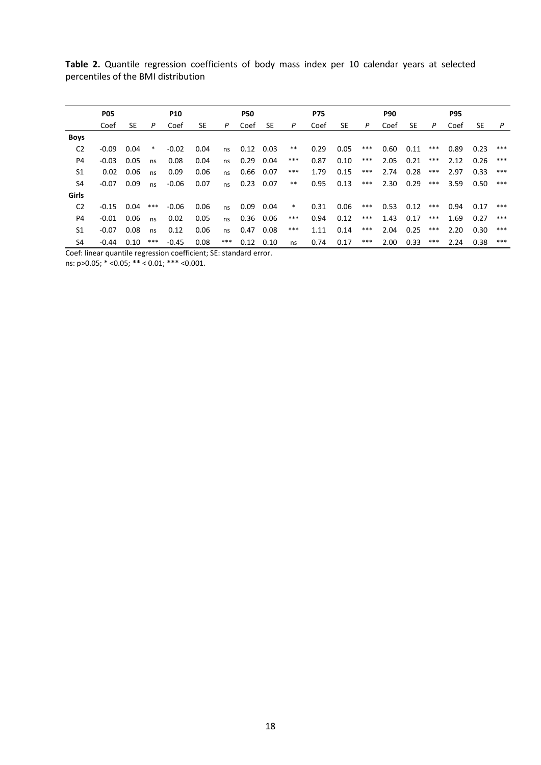**Table 2.** Quantile regression coefficients of body mass index per 10 calendar years at selected percentiles of the BMI distribution

| | P05 | | | P10 | | | P50 | | | P75 | | | P90 | | | P95 | | |
|---|---|---|---|---|---|---|---|---|---|---|---|---|---|---|---|---|---|---|
| | Coef | SE | *P* | Coef | SE | *P* | Coef | SE | *P* | Coef | SE | *P* | Coef | SE | *P* | Coef | SE | *P* |
| **Boys** | | | | | | | | | | | | | | | | | | |
| C2 | -0.09 | 0.04 | * | -0.02 | 0.04 | ns | 0.12 | 0.03 | ** | 0.29 | 0.05 | *** | 0.60 | 0.11 | *** | 0.89 | 0.23 | *** |
| P4 | -0.03 | 0.05 | ns | 0.08 | 0.04 | ns | 0.29 | 0.04 | *** | 0.87 | 0.10 | *** | 2.05 | 0.21 | *** | 2.12 | 0.26 | *** |
| S1 | 0.02 | 0.06 | ns | 0.09 | 0.06 | ns | 0.66 | 0.07 | *** | 1.79 | 0.15 | *** | 2.74 | 0.28 | *** | 2.97 | 0.33 | *** |
| S4 | -0.07 | 0.09 | ns | -0.06 | 0.07 | ns | 0.23 | 0.07 | ** | 0.95 | 0.13 | *** | 2.30 | 0.29 | *** | 3.59 | 0.50 | *** |
| **Girls** | | | | | | | | | | | | | | | | | | |
| C2 | -0.15 | 0.04 | *** | -0.06 | 0.06 | ns | 0.09 | 0.04 | * | 0.31 | 0.06 | *** | 0.53 | 0.12 | *** | 0.94 | 0.17 | *** |
| P4 | -0.01 | 0.06 | ns | 0.02 | 0.05 | ns | 0.36 | 0.06 | *** | 0.94 | 0.12 | *** | 1.43 | 0.17 | *** | 1.69 | 0.27 | *** |
| S1 | -0.07 | 0.08 | ns | 0.12 | 0.06 | ns | 0.47 | 0.08 | *** | 1.11 | 0.14 | *** | 2.04 | 0.25 | *** | 2.20 | 0.30 | *** |
| S4 | -0.44 | 0.10 | *** | -0.45 | 0.08 | *** | 0.12 | 0.10 | ns | 0.74 | 0.17 | *** | 2.00 | 0.33 | *** | 2.24 | 0.38 | *** |

Coef: linear quantile regression coefficient; SE: standard error.
ns: $p>0.05$; * <0.05; ** < 0.01; *** <0.001.